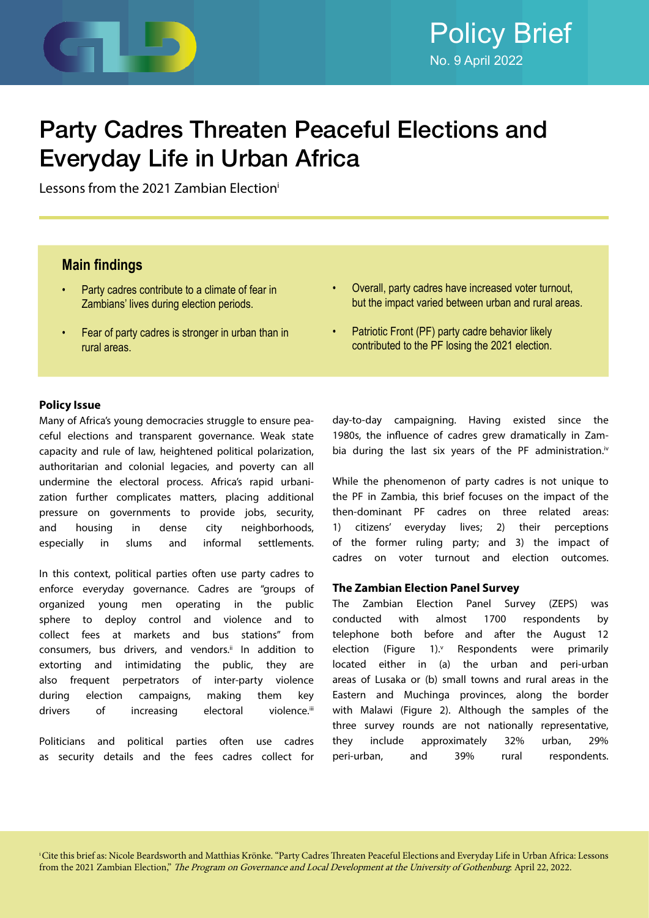Policy Brief

No. 9 April 2022

# Party Cadres Threaten Peaceful Elections and Everyday Life in Urban Africa

Lessons from the 2021 Zambian Election[i]

## Main findings

- Party cadres contribute to a climate of fear in Zambians' lives during election periods.
- Fear of party cadres is stronger in urban than in rural areas.
- Overall, party cadres have increased voter turnout, but the impact varied between urban and rural areas.
- Patriotic Front (PF) party cadre behavior likely contributed to the PF losing the 2021 election.

**Policy Issue**

Many of Africa's young democracies struggle to ensure peaceful elections and transparent governance. Weak state capacity and rule of law, heightened political polarization, authoritarian and colonial legacies, and poverty can all undermine the electoral process. Africa's rapid urbanization further complicates matters, placing additional pressure on governments to provide jobs, security, and housing in dense city neighborhoods, especially in slums and informal settlements.

In this context, political parties often use party cadres to enforce everyday governance. Cadres are "groups of organized young men operating in the public sphere to deploy control and violence and to collect fees at markets and bus stations" from consumers, bus drivers, and vendors.[ii] In addition to extorting and intimidating the public, they are also frequent perpetrators of inter-party violence during election campaigns, making them key drivers of increasing electoral violence.[iii]

Politicians and political parties often use cadres as security details and the fees cadres collect for day-to-day campaigning. Having existed since the 1980s, the influence of cadres grew dramatically in Zambia during the last six years of the PF administration.[iv]

While the phenomenon of party cadres is not unique to the PF in Zambia, this brief focuses on the impact of the then-dominant PF cadres on three related areas: 1) citizens' everyday lives; 2) their perceptions of the former ruling party; and 3) the impact of cadres on voter turnout and election outcomes.

**The Zambian Election Panel Survey**

The Zambian Election Panel Survey (ZEPS) was conducted with almost 1700 respondents by telephone both before and after the August 12 election (Figure 1).[v] Respondents were primarily located either in (a) the urban and peri-urban areas of Lusaka or (b) small towns and rural areas in the Eastern and Muchinga provinces, along the border with Malawi (Figure 2). Although the samples of the three survey rounds are not nationally representative, they include approximately 32% urban, 29% peri-urban, and 39% rural respondents.

[i] Cite this brief as: Nicole Beardsworth and Matthias Krönke. "Party Cadres Threaten Peaceful Elections and Everyday Life in Urban Africa: Lessons from the 2021 Zambian Election," *The Program on Governance and Local Development at the University of Gothenburg*. April 22, 2022.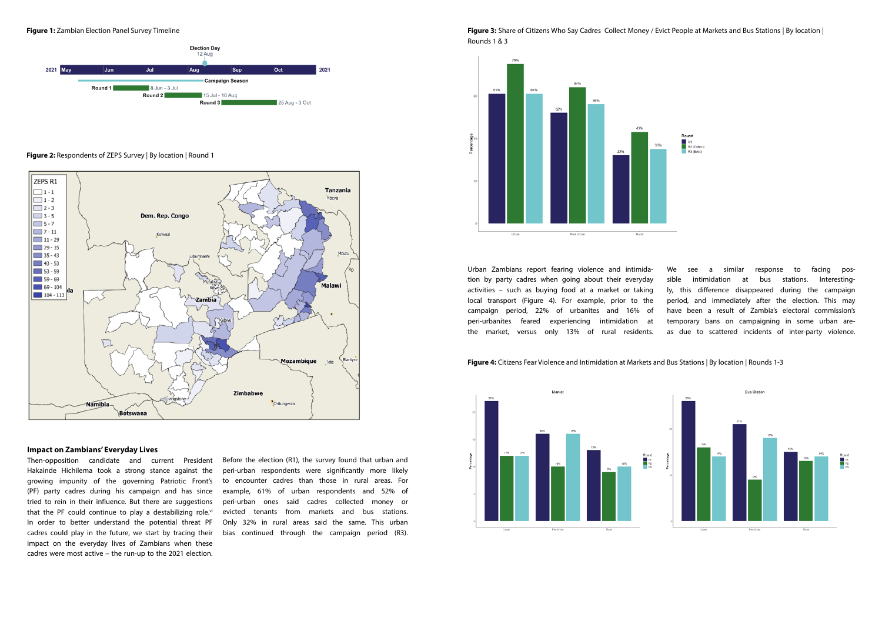**Figure 1:** Zambian Election Panel Survey Timeline

**Figure 2:** Respondents of ZEPS Survey | By location | Round 1

### Impact on Zambians' Everyday Lives

Then-opposition candidate and current President Hakainde Hichilema took a strong stance against the growing impunity of the governing Patriotic Front's (PF) party cadres during his campaign and has since tried to rein in their influence. But there are suggestions that the PF could continue to play a destabilizing role.[vi] In order to better understand the potential threat PF cadres could play in the future, we start by tracing their impact on the everyday lives of Zambians when these cadres were most active – the run-up to the 2021 election.

Before the election (R1), the survey found that urban and peri-urban respondents were significantly more likely to encounter cadres than those in rural areas. For example, 61% of urban respondents and 52% of peri-urban ones said cadres collected money or evicted tenants from markets and bus stations. Only 32% in rural areas said the same. This urban bias continued through the campaign period (R3).

**Figure 3:** Share of Citizens Who Say Cadres Collect Money / Evict People at Markets and Bus Stations | By location | Rounds 1 & 3

Urban Zambians report fearing violence and intimidation by party cadres when going about their everyday activities – such as buying food at a market or taking local transport (Figure 4). For example, prior to the campaign period, 22% of urbanites and 16% of peri-urbanites feared experiencing intimidation at the market, versus only 13% of rural residents.

We see a similar response to facing possible intimidation at bus stations. Interestingly, this difference disappeared during the campaign period, and immediately after the election. This may have been a result of Zambia's electoral commission's temporary bans on campaigning in some urban areas due to scattered incidents of inter-party violence.

**Figure 4:** Citizens Fear Violence and Intimidation at Markets and Bus Stations | By location | Rounds 1-3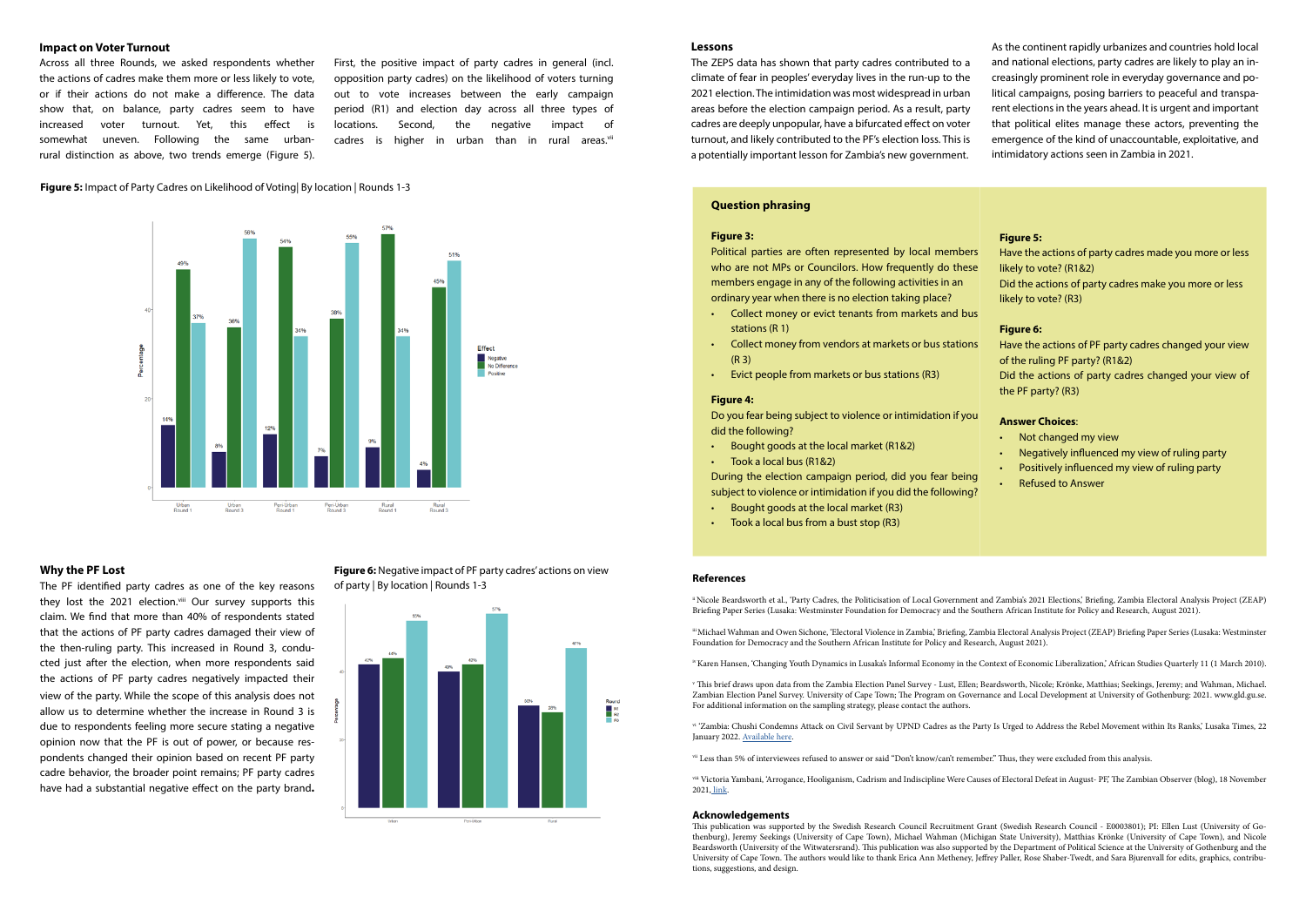## Impact on Voter Turnout

Across all three Rounds, we asked respondents whether the actions of cadres make them more or less likely to vote, or if their actions do not make a difference. The data show that, on balance, party cadres seem to have increased voter turnout. Yet, this effect is somewhat uneven. Following the same urban-rural distinction as above, two trends emerge (Figure 5).

First, the positive impact of party cadres in general (incl. opposition party cadres) on the likelihood of voters turning out to vote increases between the early campaign period (R1) and election day across all three types of locations. Second, the negative impact of cadres is higher in urban than in rural areas.[vii]

**Figure 5:** Impact of Party Cadres on Likelihood of Voting| By location | Rounds 1-3

| Location | Negative | No Difference | Positive |
|---|---|---|---|
| Urban Round 1 | 14% | 49% | 37% |
| Urban Round 3 | 8% | 36% | 56% |
| Peri-Urban Round 1 | 12% | 54% | 34% |
| Peri-Urban Round 3 | 7% | 38% | 55% |
| Rural Round 1 | 9% | 57% | 34% |
| Rural Round 3 | 4% | 45% | 51% |

## Why the PF Lost

The PF identified party cadres as one of the key reasons they lost the 2021 election.[viii] Our survey supports this claim. We find that more than 40% of respondents stated that the actions of PF party cadres damaged their view of the then-ruling party. This increased in Round 3, conducted just after the election, when more respondents said the actions of PF party cadres negatively impacted their view of the party. While the scope of this analysis does not allow us to determine whether the increase in Round 3 is due to respondents feeling more secure stating a negative opinion now that the PF is out of power, or because respondents changed their opinion based on recent PF party cadre behavior, the broader point remains; PF party cadres have had a substantial negative effect on the party brand**.**

**Figure 6:** Negative impact of PF party cadres' actions on view of party | By location | Rounds 1-3

| Location | R1 | R2 | R3 |
|---|---|---|---|
| Urban | 42% | 44% | 55% |
| Peri-Urban | 40% | 43% | 57% |
| Rural | 30% | 28% | 47% |

## Lessons

The ZEPS data has shown that party cadres contributed to a climate of fear in peoples' everyday lives in the run-up to the 2021 election. The intimidation was most widespread in urban areas before the election campaign period. As a result, party cadres are deeply unpopular, have a bifurcated effect on voter turnout, and likely contributed to the PF's election loss. This is a potentially important lesson for Zambia's new government.

As the continent rapidly urbanizes and countries hold local and national elections, party cadres are likely to play an increasingly prominent role in everyday governance and political campaigns, posing barriers to peaceful and transparent elections in the years ahead. It is urgent and important that political elites manage these actors, preventing the emergence of the kind of unaccountable, exploitative, and intimidatory actions seen in Zambia in 2021.

### Question phrasing

**Figure 3:**

Political parties are often represented by local members who are not MPs or Councilors. How frequently do these members engage in any of the following activities in an ordinary year when there is no election taking place?

- Collect money or evict tenants from markets and bus stations (R 1)
- Collect money from vendors at markets or bus stations (R 3)
- Evict people from markets or bus stations (R3)

**Figure 4:**

Do you fear being subject to violence or intimidation if you did the following?

- Bought goods at the local market (R1&2)
- Took a local bus (R1&2)

During the election campaign period, did you fear being subject to violence or intimidation if you did the following?

- Bought goods at the local market (R3)
- Took a local bus from a bust stop (R3)

**Figure 5:**

Have the actions of party cadres made you more or less likely to vote? (R1&2)

Did the actions of party cadres make you more or less likely to vote? (R3)

**Figure 6:**

Have the actions of PF party cadres changed your view of the ruling PF party? (R1&2)

Did the actions of party cadres changed your view of the PF party? (R3)

**Answer Choices**:

- Not changed my view
- Negatively influenced my view of ruling party
- Positively influenced my view of ruling party
- Refused to Answer

## References

[ii] Nicole Beardsworth et al., 'Party Cadres, the Politicisation of Local Government and Zambia's 2021 Elections,' Briefing, Zambia Electoral Analysis Project (ZEAP) Briefing Paper Series (Lusaka: Westminster Foundation for Democracy and the Southern African Institute for Policy and Research, August 2021).

[iii] Michael Wahman and Owen Sichone, 'Electoral Violence in Zambia,' Briefing, Zambia Electoral Analysis Project (ZEAP) Briefing Paper Series (Lusaka: Westminster Foundation for Democracy and the Southern African Institute for Policy and Research, August 2021).

[iv] Karen Hansen, 'Changing Youth Dynamics in Lusaka's Informal Economy in the Context of Economic Liberalization,' African Studies Quarterly 11 (1 March 2010).

[v] This brief draws upon data from the Zambia Election Panel Survey - Lust, Ellen; Beardsworth, Nicole; Krönke, Matthias; Seekings, Jeremy; and Wahman, Michael. Zambian Election Panel Survey. University of Cape Town; The Program on Governance and Local Development at University of Gothenburg: 2021. www.gld.gu.se. For additional information on the sampling strategy, please contact the authors.

[vi] "Zambia: Chushi Condemns Attack on Civil Servant by UPND Cadres as the Party Is Urged to Address the Rebel Movement within Its Ranks,' Lusaka Times, 22 January 2022. Available here.

[vii] Less than 5% of interviewees refused to answer or said "Don't know/can't remember." Thus, they were excluded from this analysis.

[viii] Victoria Yambani, 'Arrogance, Hooliganism, Cadrism and Indiscipline Were Causes of Electoral Defeat in August- PF,' The Zambian Observer (blog), 18 November 2021, link.

## Acknowledgements

This publication was supported by the Swedish Research Council Recruitment Grant (Swedish Research Council - E0003801); PI: Ellen Lust (University of Gothenburg), Jeremy Seekings (University of Cape Town), Michael Wahman (Michigan State University), Matthias Krönke (University of Cape Town), and Nicole Beardsworth (University of the Witwatersrand). This publication was also supported by the Department of Political Science at the University of Gothenburg and the University of Cape Town. The authors would like to thank Erica Ann Metheney, Jeffrey Paller, Rose Shaber-Twedt, and Sara Bjurenvall for edits, graphics, contributions, suggestions, and design.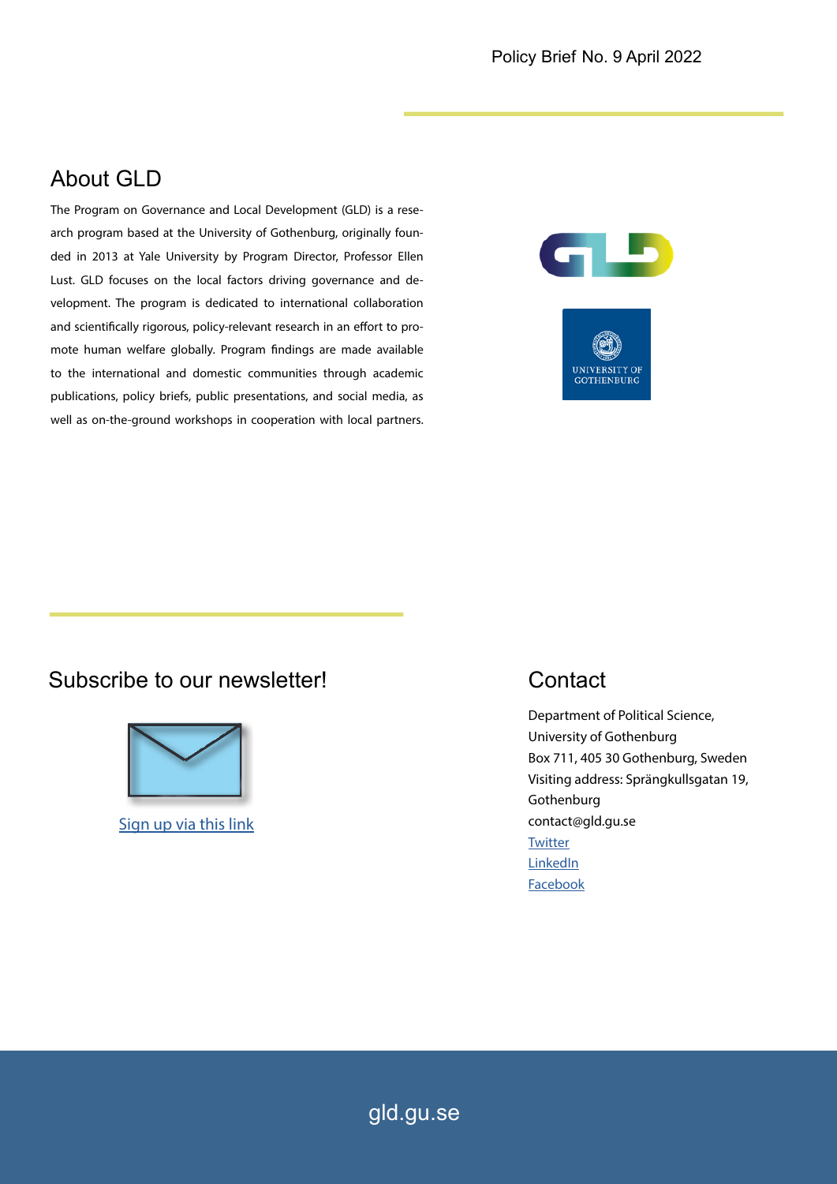Policy Brief No. 9 April 2022

## About GLD

The Program on Governance and Local Development (GLD) is a research program based at the University of Gothenburg, originally founded in 2013 at Yale University by Program Director, Professor Ellen Lust. GLD focuses on the local factors driving governance and development. The program is dedicated to international collaboration and scientifically rigorous, policy-relevant research in an effort to promote human welfare globally. Program findings are made available to the international and domestic communities through academic publications, policy briefs, public presentations, and social media, as well as on-the-ground workshops in cooperation with local partners.

## Subscribe to our newsletter!

Sign up via this link

## Contact

Department of Political Science,
University of Gothenburg
Box 711, 405 30 Gothenburg, Sweden
Visiting address: Sprängkullsgatan 19, Gothenburg
contact@gld.gu.se
Twitter
LinkedIn
Facebook

gld.gu.se